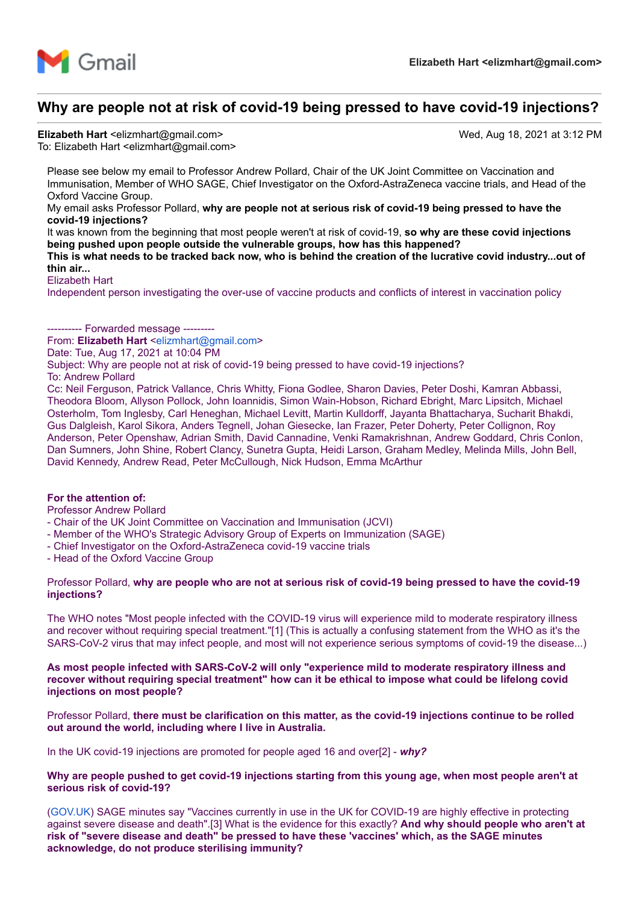Gmail

**Elizabeth Hart <elizmhart@gmail.com>**

# Why are people not at risk of covid-19 being pressed to have covid-19 injections?

**Elizabeth Hart** <elizmhart@gmail.com>  
To: Elizabeth Hart <elizmhart@gmail.com>

Wed, Aug 18, 2021 at 3:12 PM

Please see below my email to Professor Andrew Pollard, Chair of the UK Joint Committee on Vaccination and Immunisation, Member of WHO SAGE, Chief Investigator on the Oxford-AstraZeneca vaccine trials, and Head of the Oxford Vaccine Group.

My email asks Professor Pollard, **why are people not at serious risk of covid-19 being pressed to have the covid-19 injections?**

It was known from the beginning that most people weren't at risk of covid-19, **so why are these covid injections being pushed upon people outside the vulnerable groups, how has this happened?**

**This is what needs to be tracked back now, who is behind the creation of the lucrative covid industry...out of thin air...**

Elizabeth Hart  
Independent person investigating the over-use of vaccine products and conflicts of interest in vaccination policy

---------- Forwarded message ---------  
From: **Elizabeth Hart** <elizmhart@gmail.com>  
Date: Tue, Aug 17, 2021 at 10:04 PM  
Subject: Why are people not at risk of covid-19 being pressed to have covid-19 injections?  
To: Andrew Pollard  
Cc: Neil Ferguson, Patrick Vallance, Chris Whitty, Fiona Godlee, Sharon Davies, Peter Doshi, Kamran Abbassi, Theodora Bloom, Allyson Pollock, John Ioannidis, Simon Wain-Hobson, Richard Ebright, Marc Lipsitch, Michael Osterholm, Tom Inglesby, Carl Heneghan, Michael Levitt, Martin Kulldorff, Jayanta Bhattacharya, Sucharit Bhakdi, Gus Dalgleish, Karol Sikora, Anders Tegnell, Johan Giesecke, Ian Frazer, Peter Doherty, Peter Collignon, Roy Anderson, Peter Openshaw, Adrian Smith, David Cannadine, Venki Ramakrishnan, Andrew Goddard, Chris Conlon, Dan Sumners, John Shine, Robert Clancy, Sunetra Gupta, Heidi Larson, Graham Medley, Melinda Mills, John Bell, David Kennedy, Andrew Read, Peter McCullough, Nick Hudson, Emma McArthur

**For the attention of:**  
Professor Andrew Pollard  
- Chair of the UK Joint Committee on Vaccination and Immunisation (JCVI)  
- Member of the WHO's Strategic Advisory Group of Experts on Immunization (SAGE)  
- Chief Investigator on the Oxford-AstraZeneca covid-19 vaccine trials  
- Head of the Oxford Vaccine Group

Professor Pollard, **why are people who are not at serious risk of covid-19 being pressed to have the covid-19 injections?**

The WHO notes "Most people infected with the COVID-19 virus will experience mild to moderate respiratory illness and recover without requiring special treatment."[1] (This is actually a confusing statement from the WHO as it's the SARS-CoV-2 virus that may infect people, and most will not experience serious symptoms of covid-19 the disease...)

**As most people infected with SARS-CoV-2 will only "experience mild to moderate respiratory illness and recover without requiring special treatment" how can it be ethical to impose what could be lifelong covid injections on most people?**

Professor Pollard, **there must be clarification on this matter, as the covid-19 injections continue to be rolled out around the world, including where I live in Australia.**

In the UK covid-19 injections are promoted for people aged 16 and over[2] - ***why?***

**Why are people pushed to get covid-19 injections starting from this young age, when most people aren't at serious risk of covid-19?**

(GOV.UK) SAGE minutes say "Vaccines currently in use in the UK for COVID-19 are highly effective in protecting against severe disease and death".[3] What is the evidence for this exactly? **And why should people who aren't at risk of "severe disease and death" be pressed to have these 'vaccines' which, as the SAGE minutes acknowledge, do not produce sterilising immunity?**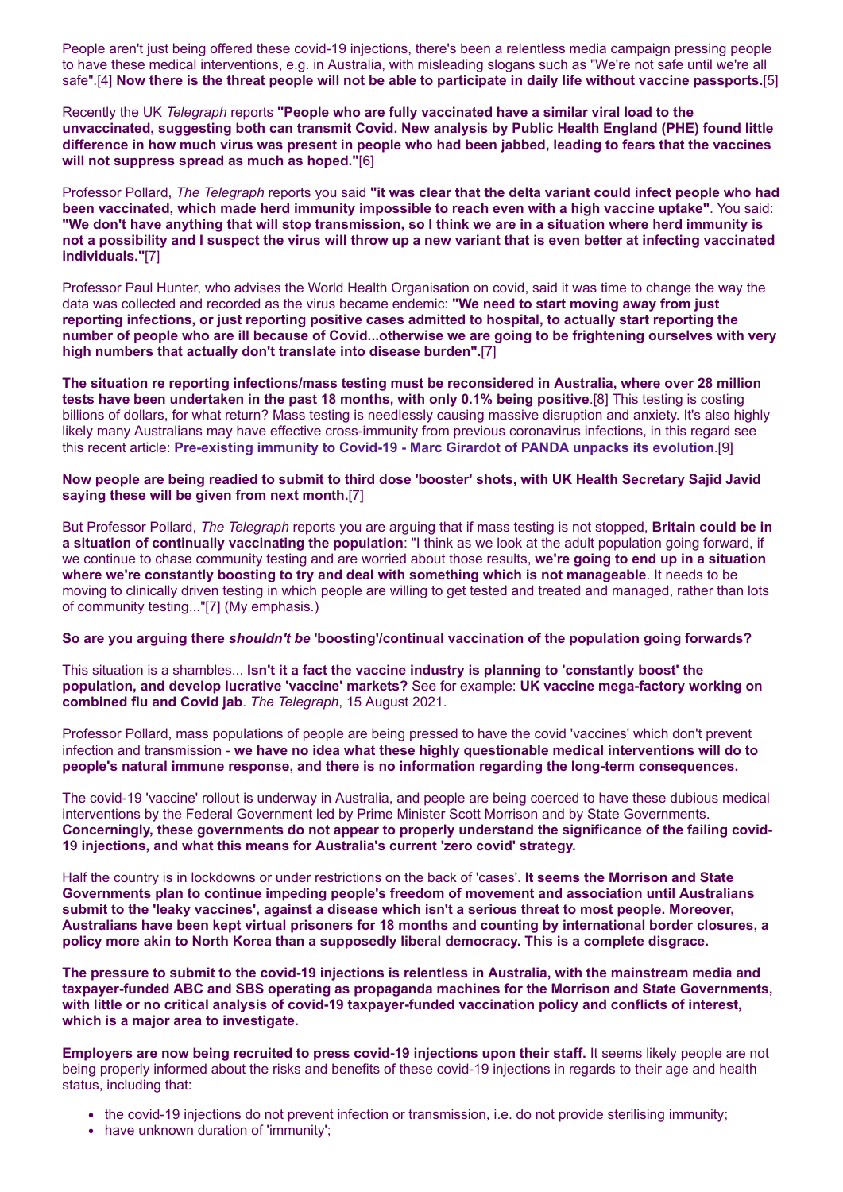People aren't just being offered these covid-19 injections, there's been a relentless media campaign pressing people to have these medical interventions, e.g. in Australia, with misleading slogans such as "We're not safe until we're all safe".[4] **Now there is the threat people will not be able to participate in daily life without vaccine passports.**[5]

Recently the UK *Telegraph* reports **"People who are fully vaccinated have a similar viral load to the unvaccinated, suggesting both can transmit Covid. New analysis by Public Health England (PHE) found little difference in how much virus was present in people who had been jabbed, leading to fears that the vaccines will not suppress spread as much as hoped."**[6]

Professor Pollard, *The Telegraph* reports you said **"it was clear that the delta variant could infect people who had been vaccinated, which made herd immunity impossible to reach even with a high vaccine uptake"**. You said: **"We don't have anything that will stop transmission, so I think we are in a situation where herd immunity is not a possibility and I suspect the virus will throw up a new variant that is even better at infecting vaccinated individuals."**[7]

Professor Paul Hunter, who advises the World Health Organisation on covid, said it was time to change the way the data was collected and recorded as the virus became endemic: **"We need to start moving away from just reporting infections, or just reporting positive cases admitted to hospital, to actually start reporting the number of people who are ill because of Covid...otherwise we are going to be frightening ourselves with very high numbers that actually don't translate into disease burden".**[7]

**The situation re reporting infections/mass testing must be reconsidered in Australia, where over 28 million tests have been undertaken in the past 18 months, with only 0.1% being positive**.[8] This testing is costing billions of dollars, for what return? Mass testing is needlessly causing massive disruption and anxiety. It's also highly likely many Australians may have effective cross-immunity from previous coronavirus infections, in this regard see this recent article: **Pre-existing immunity to Covid-19 - Marc Girardot of PANDA unpacks its evolution**.[9]

**Now people are being readied to submit to third dose 'booster' shots, with UK Health Secretary Sajid Javid saying these will be given from next month.**[7]

But Professor Pollard, *The Telegraph* reports you are arguing that if mass testing is not stopped, **Britain could be in a situation of continually vaccinating the population**: "I think as we look at the adult population going forward, if we continue to chase community testing and are worried about those results, **we're going to end up in a situation where we're constantly boosting to try and deal with something which is not manageable**. It needs to be moving to clinically driven testing in which people are willing to get tested and treated and managed, rather than lots of community testing..."[7] (My emphasis.)

**So are you arguing there *shouldn't be* 'boosting'/continual vaccination of the population going forwards?**

This situation is a shambles... **Isn't it a fact the vaccine industry is planning to 'constantly boost' the population, and develop lucrative 'vaccine' markets?** See for example: **UK vaccine mega-factory working on combined flu and Covid jab**. *The Telegraph*, 15 August 2021.

Professor Pollard, mass populations of people are being pressed to have the covid 'vaccines' which don't prevent infection and transmission - **we have no idea what these highly questionable medical interventions will do to people's natural immune response, and there is no information regarding the long-term consequences.**

The covid-19 'vaccine' rollout is underway in Australia, and people are being coerced to have these dubious medical interventions by the Federal Government led by Prime Minister Scott Morrison and by State Governments. **Concerningly, these governments do not appear to properly understand the significance of the failing covid-19 injections, and what this means for Australia's current 'zero covid' strategy.**

Half the country is in lockdowns or under restrictions on the back of 'cases'. **It seems the Morrison and State Governments plan to continue impeding people's freedom of movement and association until Australians submit to the 'leaky vaccines', against a disease which isn't a serious threat to most people. Moreover, Australians have been kept virtual prisoners for 18 months and counting by international border closures, a policy more akin to North Korea than a supposedly liberal democracy. This is a complete disgrace.**

**The pressure to submit to the covid-19 injections is relentless in Australia, with the mainstream media and taxpayer-funded ABC and SBS operating as propaganda machines for the Morrison and State Governments, with little or no critical analysis of covid-19 taxpayer-funded vaccination policy and conflicts of interest, which is a major area to investigate.**

**Employers are now being recruited to press covid-19 injections upon their staff.** It seems likely people are not being properly informed about the risks and benefits of these covid-19 injections in regards to their age and health status, including that:

- the covid-19 injections do not prevent infection or transmission, i.e. do not provide sterilising immunity;
- have unknown duration of 'immunity';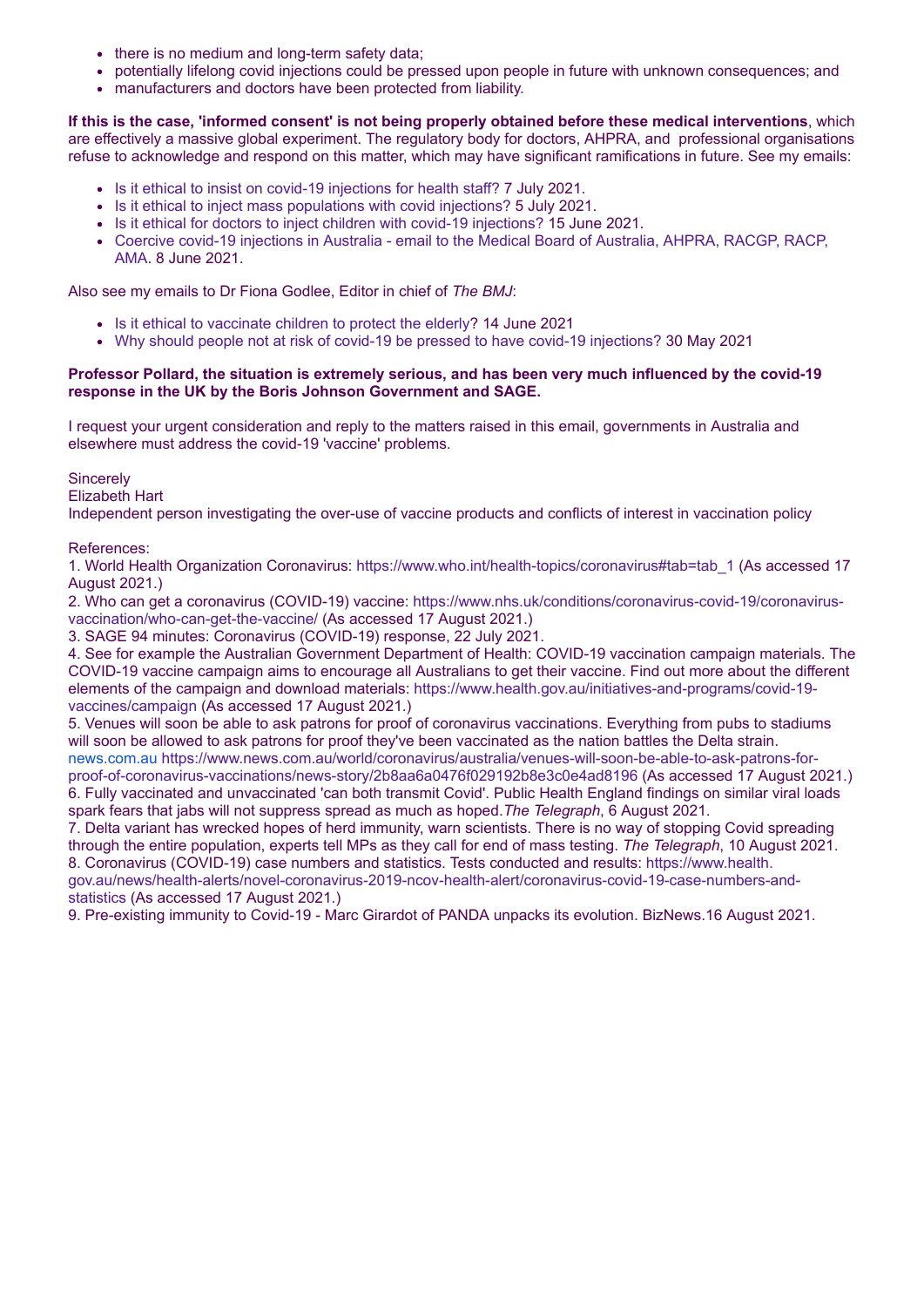- there is no medium and long-term safety data;
- potentially lifelong covid injections could be pressed upon people in future with unknown consequences; and
- manufacturers and doctors have been protected from liability.

**If this is the case, 'informed consent' is not being properly obtained before these medical interventions**, which are effectively a massive global experiment. The regulatory body for doctors, AHPRA, and professional organisations refuse to acknowledge and respond on this matter, which may have significant ramifications in future. See my emails:

- Is it ethical to insist on covid-19 injections for health staff? 7 July 2021.
- Is it ethical to inject mass populations with covid injections? 5 July 2021.
- Is it ethical for doctors to inject children with covid-19 injections? 15 June 2021.
- Coercive covid-19 injections in Australia - email to the Medical Board of Australia, AHPRA, RACGP, RACP, AMA. 8 June 2021.

Also see my emails to Dr Fiona Godlee, Editor in chief of *The BMJ*:

- Is it ethical to vaccinate children to protect the elderly? 14 June 2021
- Why should people not at risk of covid-19 be pressed to have covid-19 injections? 30 May 2021

**Professor Pollard, the situation is extremely serious, and has been very much influenced by the covid-19 response in the UK by the Boris Johnson Government and SAGE.**

I request your urgent consideration and reply to the matters raised in this email, governments in Australia and elsewhere must address the covid-19 'vaccine' problems.

Sincerely
Elizabeth Hart
Independent person investigating the over-use of vaccine products and conflicts of interest in vaccination policy

References:
1. World Health Organization Coronavirus: https://www.who.int/health-topics/coronavirus#tab=tab_1 (As accessed 17 August 2021.)
2. Who can get a coronavirus (COVID-19) vaccine: https://www.nhs.uk/conditions/coronavirus-covid-19/coronavirus-vaccination/who-can-get-the-vaccine/ (As accessed 17 August 2021.)
3. SAGE 94 minutes: Coronavirus (COVID-19) response, 22 July 2021.
4. See for example the Australian Government Department of Health: COVID-19 vaccination campaign materials. The COVID-19 vaccine campaign aims to encourage all Australians to get their vaccine. Find out more about the different elements of the campaign and download materials: https://www.health.gov.au/initiatives-and-programs/covid-19-vaccines/campaign (As accessed 17 August 2021.)
5. Venues will soon be able to ask patrons for proof of coronavirus vaccinations. Everything from pubs to stadiums will soon be allowed to ask patrons for proof they've been vaccinated as the nation battles the Delta strain. news.com.au https://www.news.com.au/world/coronavirus/australia/venues-will-soon-be-able-to-ask-patrons-for-proof-of-coronavirus-vaccinations/news-story/2b8aa6a0476f029192b8e3c0e4ad8196 (As accessed 17 August 2021.)
6. Fully vaccinated and unvaccinated 'can both transmit Covid'. Public Health England findings on similar viral loads spark fears that jabs will not suppress spread as much as hoped. *The Telegraph*, 6 August 2021.
7. Delta variant has wrecked hopes of herd immunity, warn scientists. There is no way of stopping Covid spreading through the entire population, experts tell MPs as they call for end of mass testing. *The Telegraph*, 10 August 2021.
8. Coronavirus (COVID-19) case numbers and statistics. Tests conducted and results: https://www.health.gov.au/news/health-alerts/novel-coronavirus-2019-ncov-health-alert/coronavirus-covid-19-case-numbers-and-statistics (As accessed 17 August 2021.)
9. Pre-existing immunity to Covid-19 - Marc Girardot of PANDA unpacks its evolution. BizNews.16 August 2021.